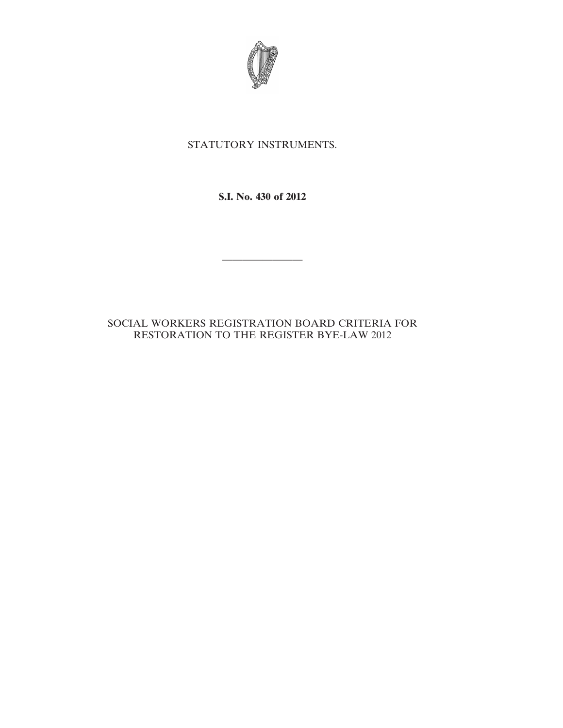STATUTORY INSTRUMENTS.

**S.I. No. 430 of 2012**

---

SOCIAL WORKERS REGISTRATION BOARD CRITERIA FOR RESTORATION TO THE REGISTER BYE-LAW 2012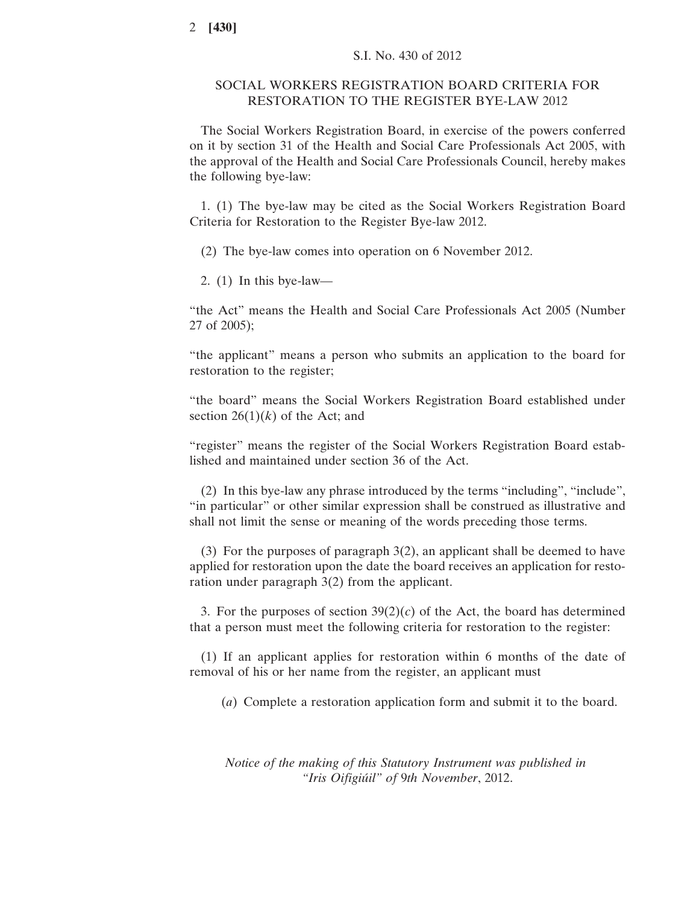S.I. No. 430 of 2012

# SOCIAL WORKERS REGISTRATION BOARD CRITERIA FOR RESTORATION TO THE REGISTER BYE-LAW 2012

The Social Workers Registration Board, in exercise of the powers conferred on it by section 31 of the Health and Social Care Professionals Act 2005, with the approval of the Health and Social Care Professionals Council, hereby makes the following bye-law:

1. (1) The bye-law may be cited as the Social Workers Registration Board Criteria for Restoration to the Register Bye-law 2012.

(2) The bye-law comes into operation on 6 November 2012.

2. (1) In this bye-law—

"the Act" means the Health and Social Care Professionals Act 2005 (Number 27 of 2005);

"the applicant" means a person who submits an application to the board for restoration to the register;

"the board" means the Social Workers Registration Board established under section 26(1)(*k*) of the Act; and

"register" means the register of the Social Workers Registration Board established and maintained under section 36 of the Act.

(2) In this bye-law any phrase introduced by the terms "including", "include", "in particular" or other similar expression shall be construed as illustrative and shall not limit the sense or meaning of the words preceding those terms.

(3) For the purposes of paragraph 3(2), an applicant shall be deemed to have applied for restoration upon the date the board receives an application for restoration under paragraph 3(2) from the applicant.

3. For the purposes of section 39(2)(*c*) of the Act, the board has determined that a person must meet the following criteria for restoration to the register:

(1) If an applicant applies for restoration within 6 months of the date of removal of his or her name from the register, an applicant must

(*a*) Complete a restoration application form and submit it to the board.

*Notice of the making of this Statutory Instrument was published in "Iris Oifigiúil" of 9th November*, 2012.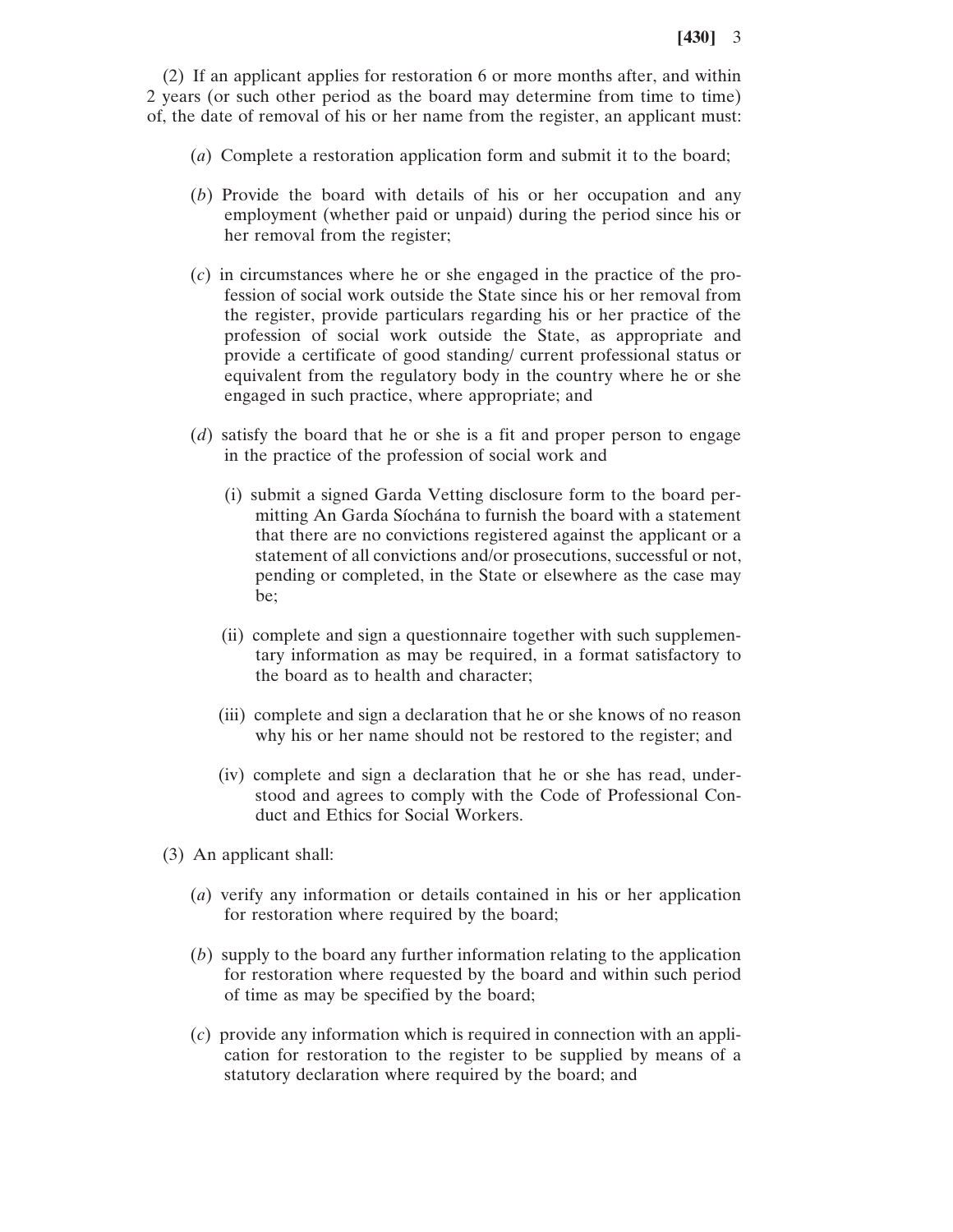(2) If an applicant applies for restoration 6 or more months after, and within 2 years (or such other period as the board may determine from time to time) of, the date of removal of his or her name from the register, an applicant must:

(*a*) Complete a restoration application form and submit it to the board;

(*b*) Provide the board with details of his or her occupation and any employment (whether paid or unpaid) during the period since his or her removal from the register;

(*c*) in circumstances where he or she engaged in the practice of the profession of social work outside the State since his or her removal from the register, provide particulars regarding his or her practice of the profession of social work outside the State, as appropriate and provide a certificate of good standing/ current professional status or equivalent from the regulatory body in the country where he or she engaged in such practice, where appropriate; and

(*d*) satisfy the board that he or she is a fit and proper person to engage in the practice of the profession of social work and

(i) submit a signed Garda Vetting disclosure form to the board permitting An Garda Síochána to furnish the board with a statement that there are no convictions registered against the applicant or a statement of all convictions and/or prosecutions, successful or not, pending or completed, in the State or elsewhere as the case may be;

(ii) complete and sign a questionnaire together with such supplementary information as may be required, in a format satisfactory to the board as to health and character;

(iii) complete and sign a declaration that he or she knows of no reason why his or her name should not be restored to the register; and

(iv) complete and sign a declaration that he or she has read, understood and agrees to comply with the Code of Professional Conduct and Ethics for Social Workers.

(3) An applicant shall:

(*a*) verify any information or details contained in his or her application for restoration where required by the board;

(*b*) supply to the board any further information relating to the application for restoration where requested by the board and within such period of time as may be specified by the board;

(*c*) provide any information which is required in connection with an application for restoration to the register to be supplied by means of a statutory declaration where required by the board; and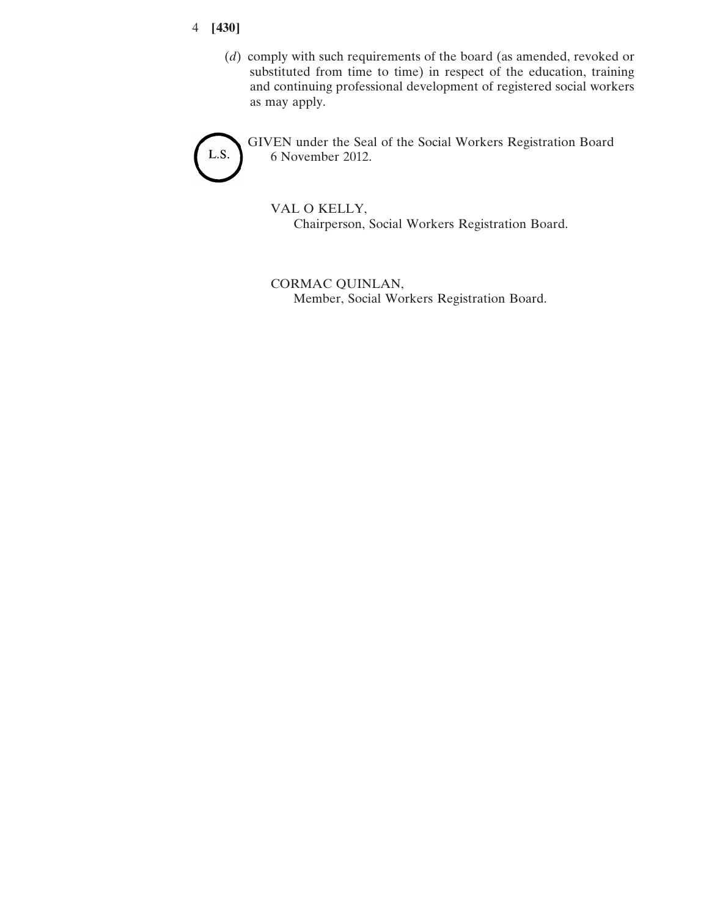(*d*) comply with such requirements of the board (as amended, revoked or substituted from time to time) in respect of the education, training and continuing professional development of registered social workers as may apply.

L.S.

GIVEN under the Seal of the Social Workers Registration Board
6 November 2012.

VAL O KELLY,
Chairperson, Social Workers Registration Board.

CORMAC QUINLAN,
Member, Social Workers Registration Board.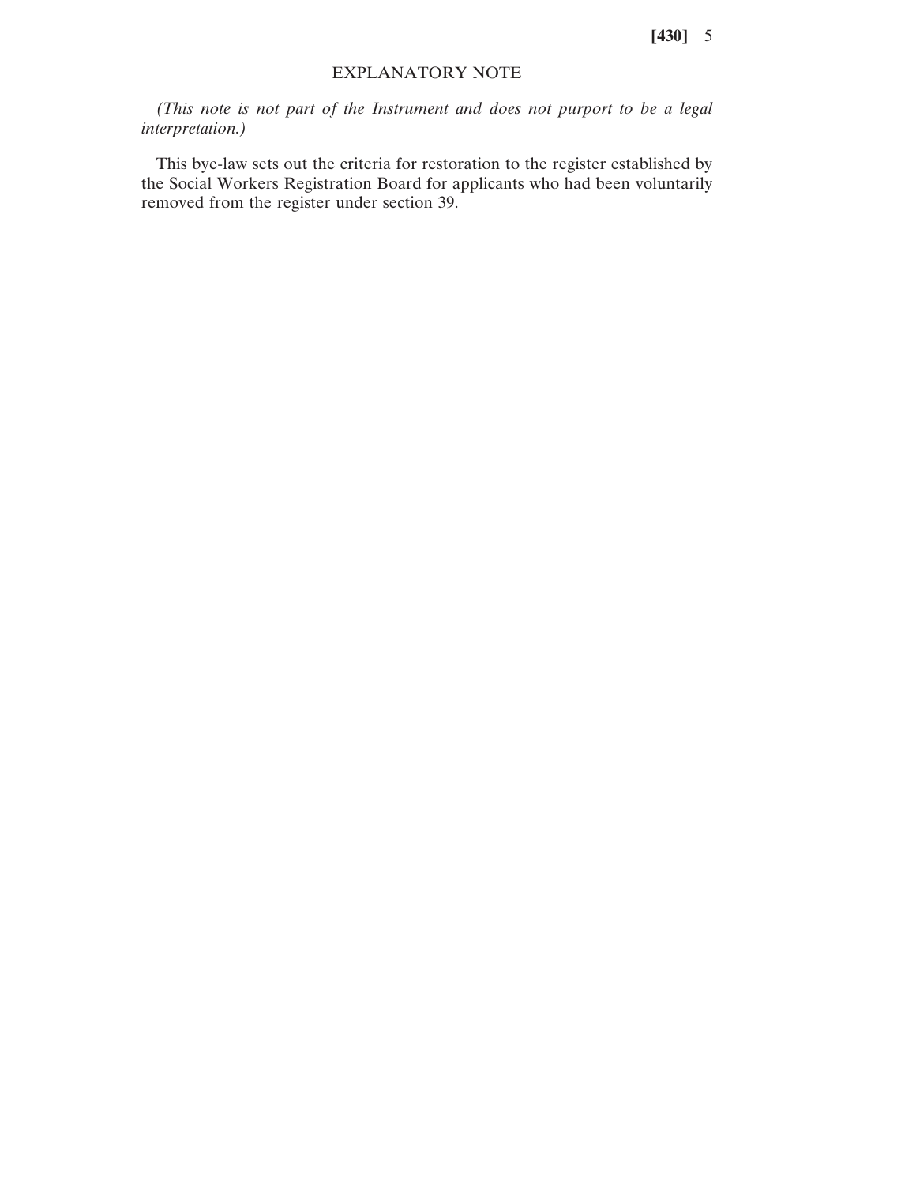## EXPLANATORY NOTE

*(This note is not part of the Instrument and does not purport to be a legal interpretation.)*

This bye-law sets out the criteria for restoration to the register established by the Social Workers Registration Board for applicants who had been voluntarily removed from the register under section 39.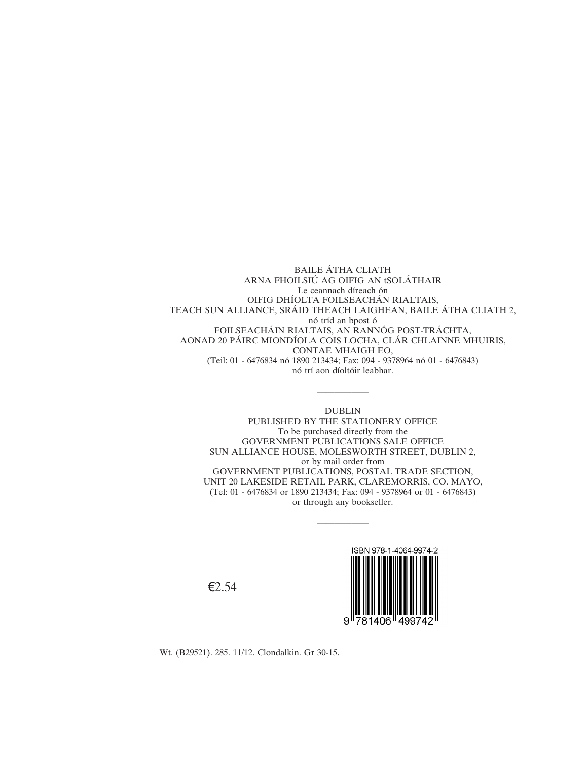BAILE ÁTHA CLIATH
ARNA FHOILSIÚ AG OIFIG AN tSOLÁTHAIR
Le ceannach díreach ón
OIFIG DHÍOLTA FOILSEACHÁN RIALTAIS,
TEACH SUN ALLIANCE, SRÁID THEACH LAIGHEAN, BAILE ÁTHA CLIATH 2,
nó tríd an bpost ó
FOILSEACHÁIN RIALTAIS, AN RANNÓG POST-TRÁCHTA,
AONAD 20 PÁIRC MIONDÍOLA COIS LOCHA, CLÁR CHLAINNE MHUIRIS,
CONTAE MHAIGH EO,
(Teil: 01 - 6476834 nó 1890 213434; Fax: 094 - 9378964 nó 01 - 6476843)
nó trí aon díoltóir leabhar.

---

DUBLIN
PUBLISHED BY THE STATIONERY OFFICE
To be purchased directly from the
GOVERNMENT PUBLICATIONS SALE OFFICE
SUN ALLIANCE HOUSE, MOLESWORTH STREET, DUBLIN 2,
or by mail order from
GOVERNMENT PUBLICATIONS, POSTAL TRADE SECTION,
UNIT 20 LAKESIDE RETAIL PARK, CLAREMORRIS, CO. MAYO,
(Tel: 01 - 6476834 or 1890 213434; Fax: 094 - 9378964 or 01 - 6476843)
or through any bookseller.

---

€2.54

ISBN 978-1-4064-9974-2

9 781406 499742

Wt. (B29521). 285. 11/12. Clondalkin. Gr 30-15.